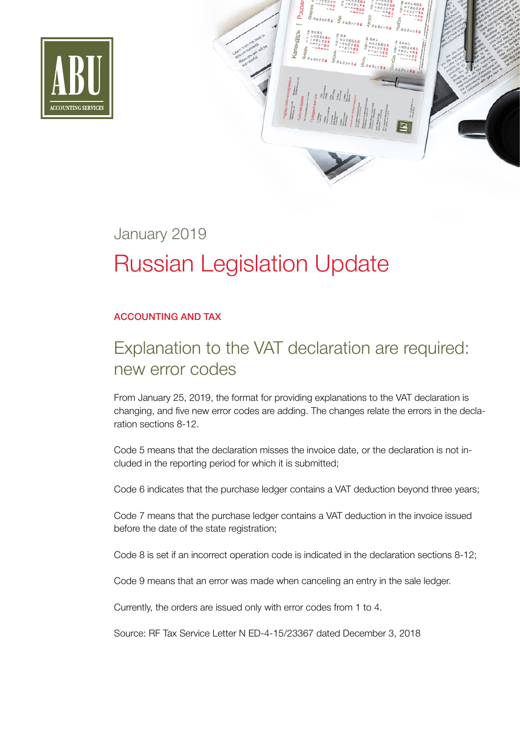ABU ACCOUNTING SERVICES

January 2019

# Russian Legislation Update

### ACCOUNTING AND TAX

## Explanation to the VAT declaration are required: new error codes

From January 25, 2019, the format for providing explanations to the VAT declaration is changing, and five new error codes are adding. The changes relate the errors in the declaration sections 8-12.

Code 5 means that the declaration misses the invoice date, or the declaration is not included in the reporting period for which it is submitted;

Code 6 indicates that the purchase ledger contains a VAT deduction beyond three years;

Code 7 means that the purchase ledger contains a VAT deduction in the invoice issued before the date of the state registration;

Code 8 is set if an incorrect operation code is indicated in the declaration sections 8-12;

Code 9 means that an error was made when canceling an entry in the sale ledger.

Currently, the orders are issued only with error codes from 1 to 4.

Source: RF Tax Service Letter N ED-4-15/23367 dated December 3, 2018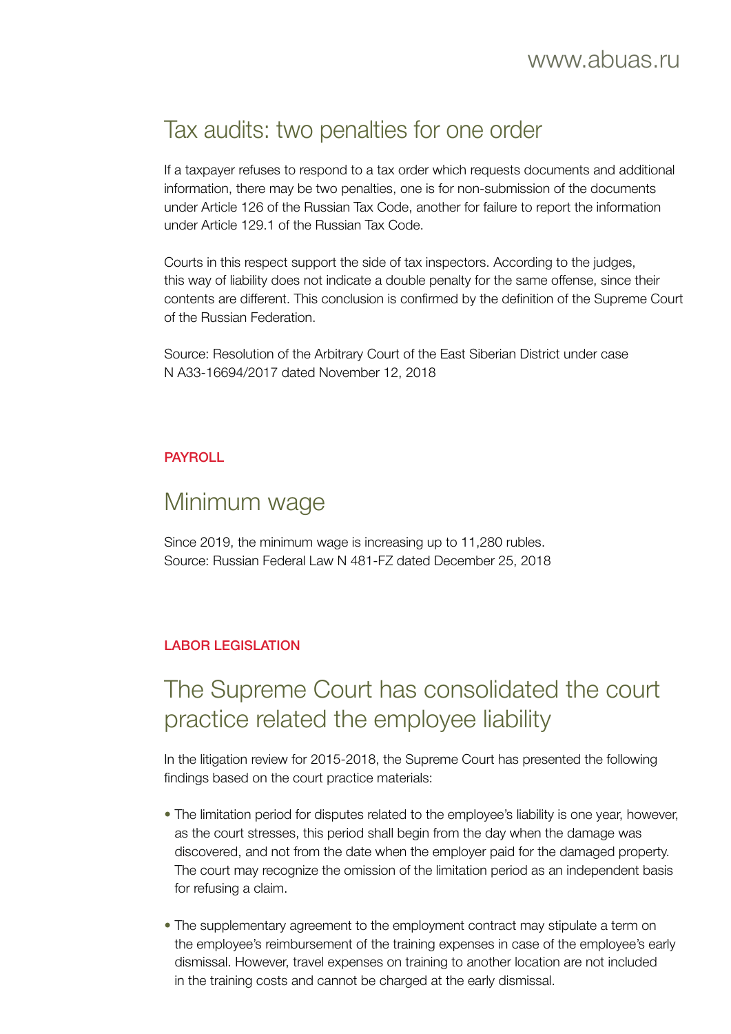## Tax audits: two penalties for one order

If a taxpayer refuses to respond to a tax order which requests documents and additional information, there may be two penalties, one is for non-submission of the documents under Article 126 of the Russian Tax Code, another for failure to report the information under Article 129.1 of the Russian Tax Code.

Courts in this respect support the side of tax inspectors. According to the judges, this way of liability does not indicate a double penalty for the same offense, since their contents are different. This conclusion is confirmed by the definition of the Supreme Court of the Russian Federation.

Source: Resolution of the Arbitrary Court of the East Siberian District under case N A33-16694/2017 dated November 12, 2018

**PAYROLL**

## Minimum wage

Since 2019, the minimum wage is increasing up to 11,280 rubles.
Source: Russian Federal Law N 481-FZ dated December 25, 2018

**LABOR LEGISLATION**

## The Supreme Court has consolidated the court practice related the employee liability

In the litigation review for 2015-2018, the Supreme Court has presented the following findings based on the court practice materials:

- The limitation period for disputes related to the employee's liability is one year, however, as the court stresses, this period shall begin from the day when the damage was discovered, and not from the date when the employer paid for the damaged property. The court may recognize the omission of the limitation period as an independent basis for refusing a claim.
- The supplementary agreement to the employment contract may stipulate a term on the employee's reimbursement of the training expenses in case of the employee's early dismissal. However, travel expenses on training to another location are not included in the training costs and cannot be charged at the early dismissal.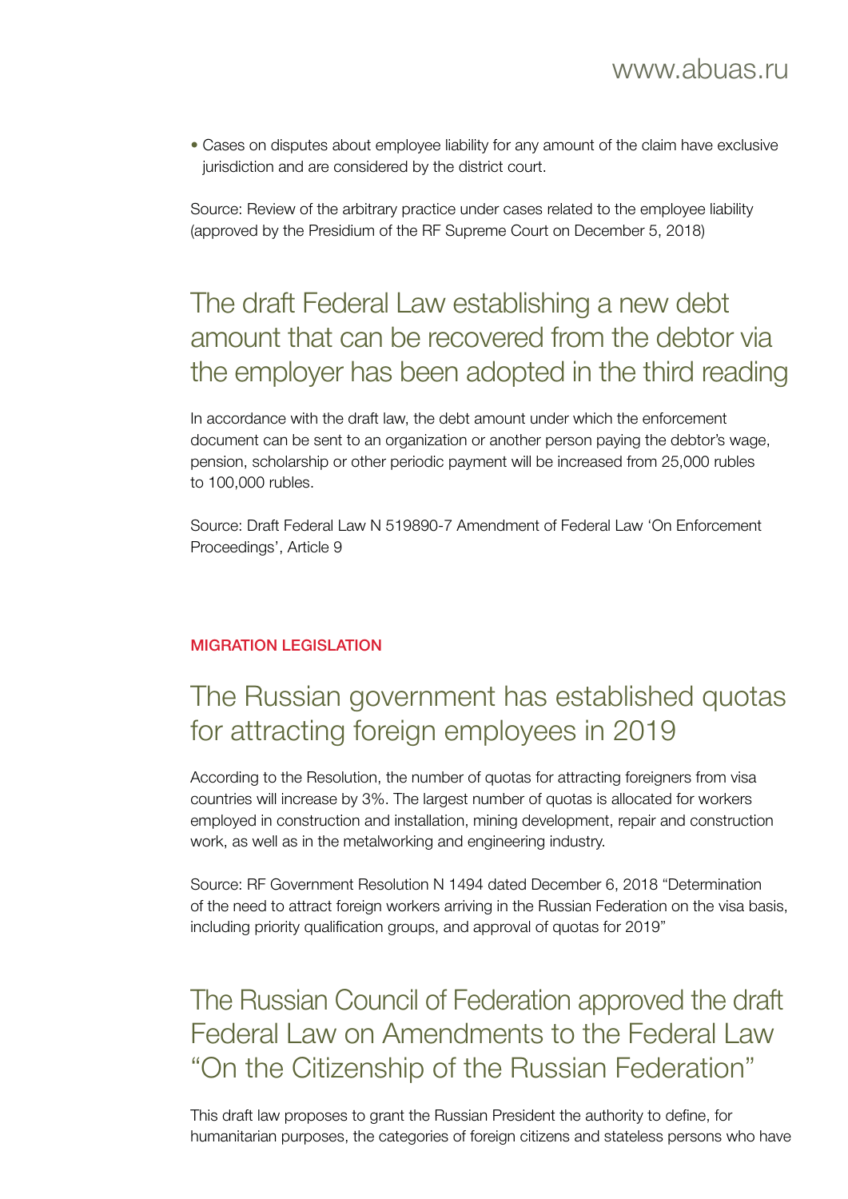- Cases on disputes about employee liability for any amount of the claim have exclusive jurisdiction and are considered by the district court.

Source: Review of the arbitrary practice under cases related to the employee liability (approved by the Presidium of the RF Supreme Court on December 5, 2018)

## The draft Federal Law establishing a new debt amount that can be recovered from the debtor via the employer has been adopted in the third reading

In accordance with the draft law, the debt amount under which the enforcement document can be sent to an organization or another person paying the debtor's wage, pension, scholarship or other periodic payment will be increased from 25,000 rubles to 100,000 rubles.

Source: Draft Federal Law N 519890-7 Amendment of Federal Law 'On Enforcement Proceedings', Article 9

### MIGRATION LEGISLATION

## The Russian government has established quotas for attracting foreign employees in 2019

According to the Resolution, the number of quotas for attracting foreigners from visa countries will increase by 3%. The largest number of quotas is allocated for workers employed in construction and installation, mining development, repair and construction work, as well as in the metalworking and engineering industry.

Source: RF Government Resolution N 1494 dated December 6, 2018 "Determination of the need to attract foreign workers arriving in the Russian Federation on the visa basis, including priority qualification groups, and approval of quotas for 2019"

## The Russian Council of Federation approved the draft Federal Law on Amendments to the Federal Law "On the Citizenship of the Russian Federation"

This draft law proposes to grant the Russian President the authority to define, for humanitarian purposes, the categories of foreign citizens and stateless persons who have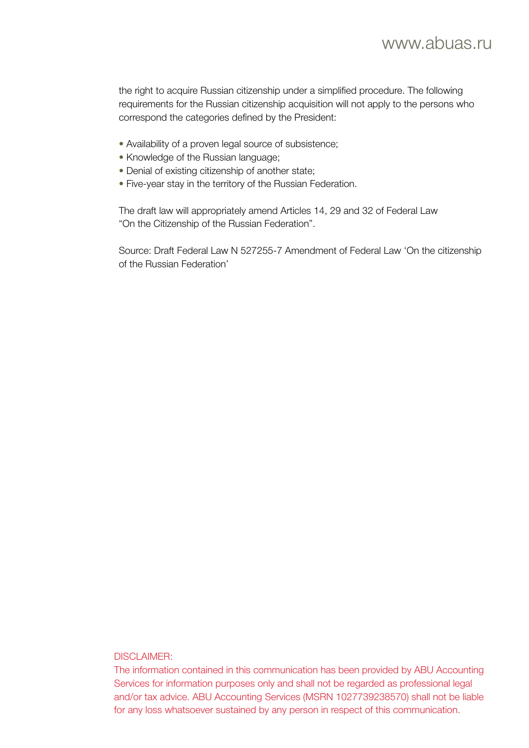the right to acquire Russian citizenship under a simplified procedure. The following requirements for the Russian citizenship acquisition will not apply to the persons who correspond the categories defined by the President:

- Availability of a proven legal source of subsistence;
- Knowledge of the Russian language;
- Denial of existing citizenship of another state;
- Five-year stay in the territory of the Russian Federation.

The draft law will appropriately amend Articles 14, 29 and 32 of Federal Law "On the Citizenship of the Russian Federation".

Source: Draft Federal Law N 527255-7 Amendment of Federal Law 'On the citizenship of the Russian Federation'

DISCLAIMER:
The information contained in this communication has been provided by ABU Accounting Services for information purposes only and shall not be regarded as professional legal and/or tax advice. ABU Accounting Services (MSRN 1027739238570) shall not be liable for any loss whatsoever sustained by any person in respect of this communication.